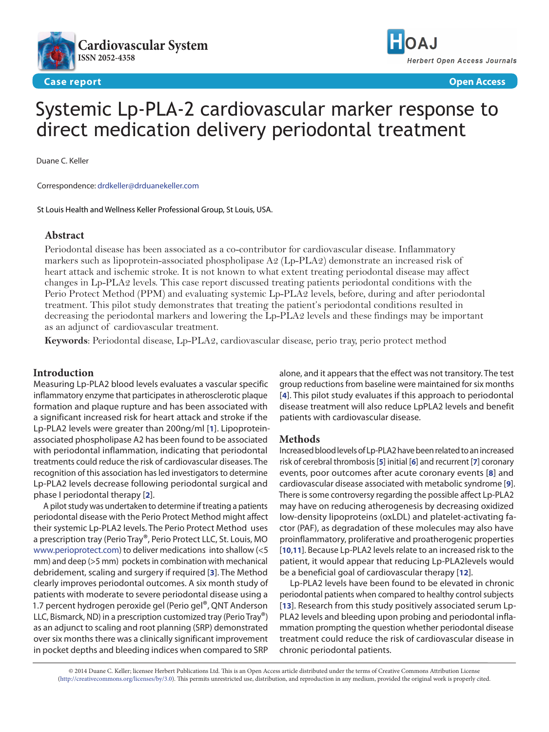Case report

Open Access

# Systemic Lp-PLA-2 cardiovascular marker response to direct medication delivery periodontal treatment

Duane C. Keller

Correspondence: drdkeller@drduanekeller.com

St Louis Health and Wellness Keller Professional Group, St Louis, USA.

## Abstract

Periodontal disease has been associated as a co-contributor for cardiovascular disease. Inflammatory markers such as lipoprotein-associated phospholipase A2 (Lp-PLA2) demonstrate an increased risk of heart attack and ischemic stroke. It is not known to what extent treating periodontal disease may affect changes in Lp-PLA2 levels. This case report discussed treating patients periodontal conditions with the Perio Protect Method (PPM) and evaluating systemic Lp-PLA2 levels, before, during and after periodontal treatment. This pilot study demonstrates that treating the patient's periodontal conditions resulted in decreasing the periodontal markers and lowering the Lp-PLA2 levels and these findings may be important as an adjunct of cardiovascular treatment.

**Keywords**: Periodontal disease, Lp-PLA2, cardiovascular disease, perio tray, perio protect method

## Introduction

Measuring Lp-PLA2 blood levels evaluates a vascular specific inflammatory enzyme that participates in atherosclerotic plaque formation and plaque rupture and has been associated with a significant increased risk for heart attack and stroke if the Lp-PLA2 levels were greater than 200ng/ml [1]. Lipoprotein-associated phospholipase A2 has been found to be associated with periodontal inflammation, indicating that periodontal treatments could reduce the risk of cardiovascular diseases. The recognition of this association has led investigators to determine Lp-PLA2 levels decrease following periodontal surgical and phase I periodontal therapy [2].

A pilot study was undertaken to determine if treating a patients periodontal disease with the Perio Protect Method might affect their systemic Lp-PLA2 levels. The Perio Protect Method uses a prescription tray (Perio Tray®, Perio Protect LLC, St. Louis, MO www.perioprotect.com) to deliver medications into shallow (<5 mm) and deep (>5 mm) pockets in combination with mechanical debridement, scaling and surgery if required [3]. The Method clearly improves periodontal outcomes. A six month study of patients with moderate to severe periodontal disease using a 1.7 percent hydrogen peroxide gel (Perio gel®, QNT Anderson LLC, Bismarck, ND) in a prescription customized tray (Perio Tray®) as an adjunct to scaling and root planning (SRP) demonstrated over six months there was a clinically significant improvement in pocket depths and bleeding indices when compared to SRP alone, and it appears that the effect was not transitory. The test group reductions from baseline were maintained for six months [4]. This pilot study evaluates if this approach to periodontal disease treatment will also reduce LpPLA2 levels and benefit patients with cardiovascular disease.

## Methods

Increased blood levels of Lp-PLA2 have been related to an increased risk of cerebral thrombosis [5] initial [6] and recurrent [7] coronary events, poor outcomes after acute coronary events [8] and cardiovascular disease associated with metabolic syndrome [9]. There is some controversy regarding the possible affect Lp-PLA2 may have on reducing atherogenesis by decreasing oxidized low-density lipoproteins (oxLDL) and platelet-activating factor (PAF), as degradation of these molecules may also have proinflammatory, proliferative and proatherogenic properties [10,11]. Because Lp-PLA2 levels relate to an increased risk to the patient, it would appear that reducing Lp-PLA2levels would be a beneficial goal of cardiovascular therapy [12].

Lp-PLA2 levels have been found to be elevated in chronic periodontal patients when compared to healthy control subjects [13]. Research from this study positively associated serum Lp-PLA2 levels and bleeding upon probing and periodontal inflammation prompting the question whether periodontal disease treatment could reduce the risk of cardiovascular disease in chronic periodontal patients.

© 2014 Duane C. Keller; licensee Herbert Publications Ltd. This is an Open Access article distributed under the terms of Creative Commons Attribution License (http://creativecommons.org/licenses/by/3.0). This permits unrestricted use, distribution, and reproduction in any medium, provided the original work is properly cited.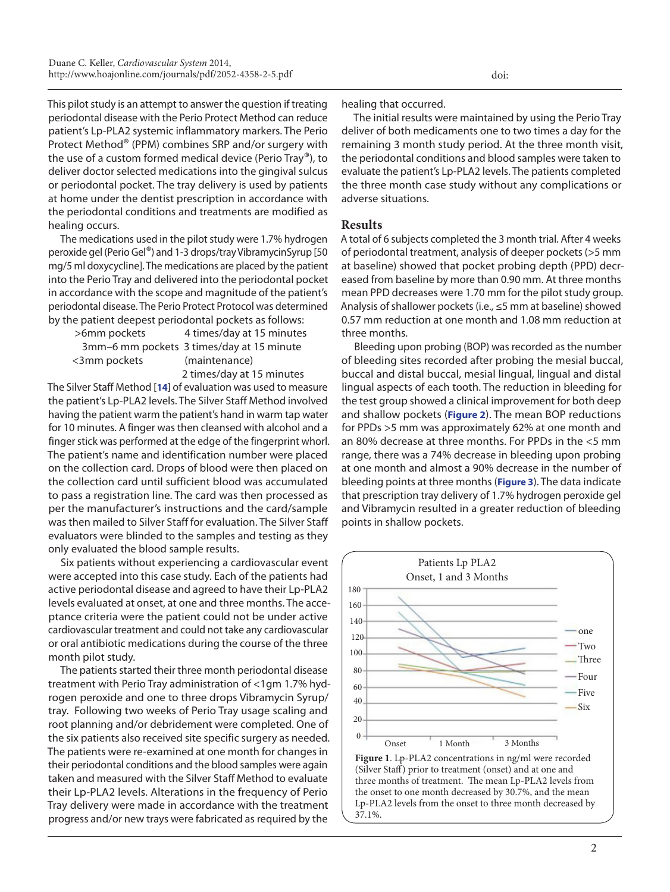This pilot study is an attempt to answer the question if treating periodontal disease with the Perio Protect Method can reduce patient's Lp-PLA2 systemic inflammatory markers. The Perio Protect Method® (PPM) combines SRP and/or surgery with the use of a custom formed medical device (Perio Tray®), to deliver doctor selected medications into the gingival sulcus or periodontal pocket. The tray delivery is used by patients at home under the dentist prescription in accordance with the periodontal conditions and treatments are modified as healing occurs.

The medications used in the pilot study were 1.7% hydrogen peroxide gel (Perio Gel®) and 1-3 drops/tray VibramycinSyrup [50 mg/5 ml doxycycline]. The medications are placed by the patient into the Perio Tray and delivered into the periodontal pocket in accordance with the scope and magnitude of the patient's periodontal disease. The Perio Protect Protocol was determined by the patient deepest periodontal pockets as follows:

- >6mm pockets — 4 times/day at 15 minutes
- 3mm–6 mm pockets — 3 times/day at 15 minute
- <3mm pockets (maintenance) — 2 times/day at 15 minutes

The Silver Staff Method [14] of evaluation was used to measure the patient's Lp-PLA2 levels. The Silver Staff Method involved having the patient warm the patient's hand in warm tap water for 10 minutes. A finger was then cleansed with alcohol and a finger stick was performed at the edge of the fingerprint whorl. The patient's name and identification number were placed on the collection card. Drops of blood were then placed on the collection card until sufficient blood was accumulated to pass a registration line. The card was then processed as per the manufacturer's instructions and the card/sample was then mailed to Silver Staff for evaluation. The Silver Staff evaluators were blinded to the samples and testing as they only evaluated the blood sample results.

Six patients without experiencing a cardiovascular event were accepted into this case study. Each of the patients had active periodontal disease and agreed to have their Lp-PLA2 levels evaluated at onset, at one and three months. The acceptance criteria were the patient could not be under active cardiovascular treatment and could not take any cardiovascular or oral antibiotic medications during the course of the three month pilot study.

The patients started their three month periodontal disease treatment with Perio Tray administration of <1gm 1.7% hydrogen peroxide and one to three drops Vibramycin Syrup/tray. Following two weeks of Perio Tray usage scaling and root planning and/or debridement were completed. One of the six patients also received site specific surgery as needed. The patients were re-examined at one month for changes in their periodontal conditions and the blood samples were again taken and measured with the Silver Staff Method to evaluate their Lp-PLA2 levels. Alterations in the frequency of Perio Tray delivery were made in accordance with the treatment progress and/or new trays were fabricated as required by the healing that occurred.

The initial results were maintained by using the Perio Tray deliver of both medicaments one to two times a day for the remaining 3 month study period. At the three month visit, the periodontal conditions and blood samples were taken to evaluate the patient's Lp-PLA2 levels. The patients completed the three month case study without any complications or adverse situations.

## Results

A total of 6 subjects completed the 3 month trial. After 4 weeks of periodontal treatment, analysis of deeper pockets (>5 mm at baseline) showed that pocket probing depth (PPD) decreased from baseline by more than 0.90 mm. At three months mean PPD decreases were 1.70 mm for the pilot study group. Analysis of shallower pockets (i.e., ≤5 mm at baseline) showed 0.57 mm reduction at one month and 1.08 mm reduction at three months.

Bleeding upon probing (BOP) was recorded as the number of bleeding sites recorded after probing the mesial buccal, buccal and distal buccal, mesial lingual, lingual and distal lingual aspects of each tooth. The reduction in bleeding for the test group showed a clinical improvement for both deep and shallow pockets (**Figure 2**). The mean BOP reductions for PPDs >5 mm was approximately 62% at one month and an 80% decrease at three months. For PPDs in the <5 mm range, there was a 74% decrease in bleeding upon probing at one month and almost a 90% decrease in the number of bleeding points at three months (**Figure 3**). The data indicate that prescription tray delivery of 1.7% hydrogen peroxide gel and Vibramycin resulted in a greater reduction of bleeding points in shallow pockets.

**Figure 1**. Lp-PLA2 concentrations in ng/ml were recorded (Silver Staff) prior to treatment (onset) and at one and three months of treatment. The mean Lp-PLA2 levels from the onset to one month decreased by 30.7%, and the mean Lp-PLA2 levels from the onset to three month decreased by 37.1%.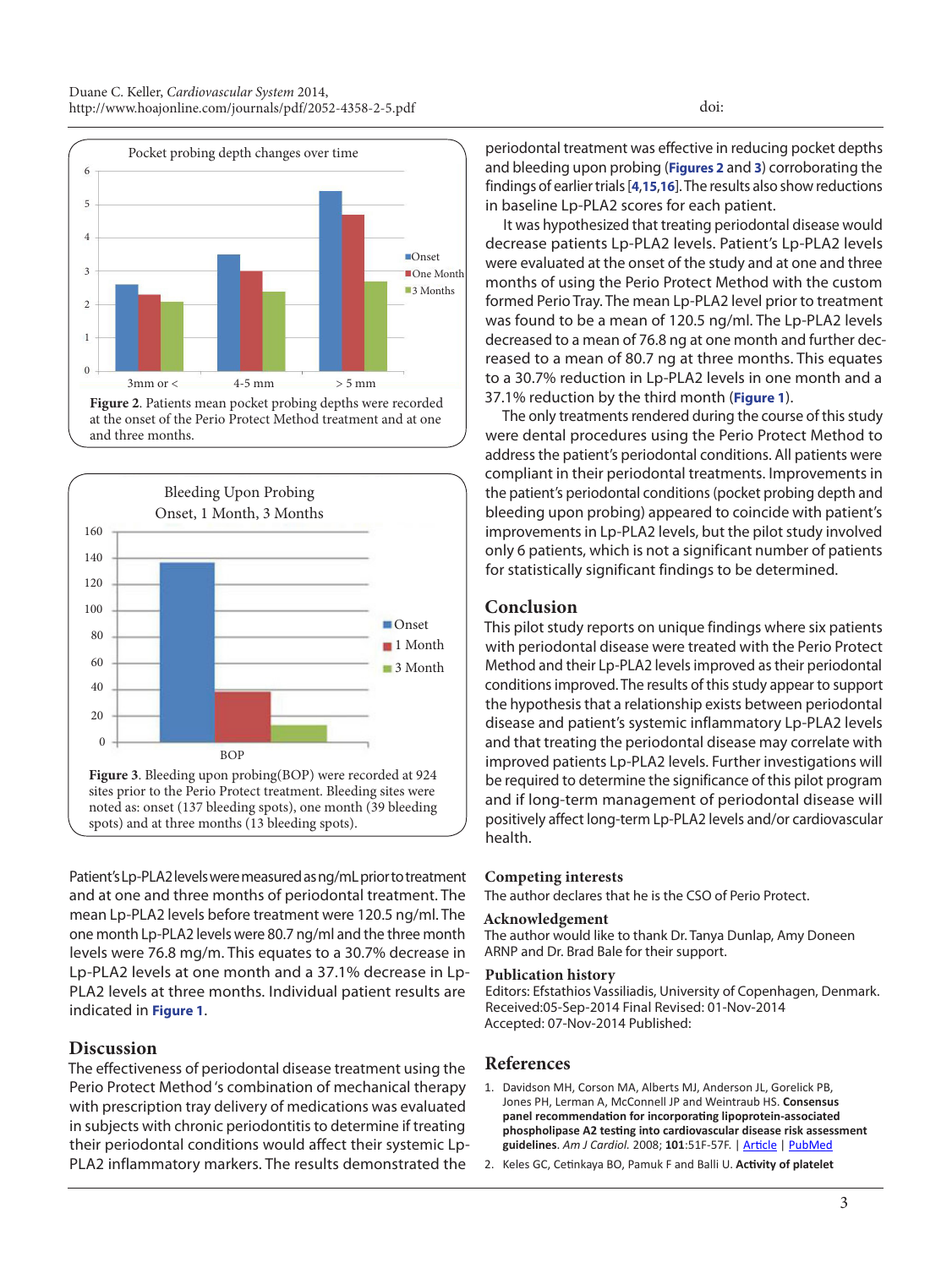Pocket probing depth changes over time

Figure 2. Patients mean pocket probing depths were recorded at the onset of the Perio Protect Method treatment and at one and three months.

Bleeding Upon Probing
Onset, 1 Month, 3 Months

Figure 3. Bleeding upon probing(BOP) were recorded at 924 sites prior to the Perio Protect treatment. Bleeding sites were noted as: onset (137 bleeding spots), one month (39 bleeding spots) and at three months (13 bleeding spots).

Patient's Lp-PLA2 levels were measured as ng/mL prior to treatment and at one and three months of periodontal treatment. The mean Lp-PLA2 levels before treatment were 120.5 ng/ml. The one month Lp-PLA2 levels were 80.7 ng/ml and the three month levels were 76.8 mg/m. This equates to a 30.7% decrease in Lp-PLA2 levels at one month and a 37.1% decrease in Lp-PLA2 levels at three months. Individual patient results are indicated in **Figure 1**.

## Discussion

The effectiveness of periodontal disease treatment using the Perio Protect Method 's combination of mechanical therapy with prescription tray delivery of medications was evaluated in subjects with chronic periodontitis to determine if treating their periodontal conditions would affect their systemic Lp-PLA2 inflammatory markers. The results demonstrated the periodontal treatment was effective in reducing pocket depths and bleeding upon probing (**Figures 2** and **3**) corroborating the findings of earlier trials [**4**,**15**,**16**]. The results also show reductions in baseline Lp-PLA2 scores for each patient.

It was hypothesized that treating periodontal disease would decrease patients Lp-PLA2 levels. Patient's Lp-PLA2 levels were evaluated at the onset of the study and at one and three months of using the Perio Protect Method with the custom formed Perio Tray. The mean Lp-PLA2 level prior to treatment was found to be a mean of 120.5 ng/ml. The Lp-PLA2 levels decreased to a mean of 76.8 ng at one month and further decreased to a mean of 80.7 ng at three months. This equates to a 30.7% reduction in Lp-PLA2 levels in one month and a 37.1% reduction by the third month (**Figure 1**).

The only treatments rendered during the course of this study were dental procedures using the Perio Protect Method to address the patient's periodontal conditions. All patients were compliant in their periodontal treatments. Improvements in the patient's periodontal conditions (pocket probing depth and bleeding upon probing) appeared to coincide with patient's improvements in Lp-PLA2 levels, but the pilot study involved only 6 patients, which is not a significant number of patients for statistically significant findings to be determined.

## Conclusion

This pilot study reports on unique findings where six patients with periodontal disease were treated with the Perio Protect Method and their Lp-PLA2 levels improved as their periodontal conditions improved. The results of this study appear to support the hypothesis that a relationship exists between periodontal disease and patient's systemic inflammatory Lp-PLA2 levels and that treating the periodontal disease may correlate with improved patients Lp-PLA2 levels. Further investigations will be required to determine the significance of this pilot program and if long-term management of periodontal disease will positively affect long-term Lp-PLA2 levels and/or cardiovascular health.

### Competing interests

The author declares that he is the CSO of Perio Protect.

### Acknowledgement

The author would like to thank Dr. Tanya Dunlap, Amy Doneen ARNP and Dr. Brad Bale for their support.

### Publication history

Editors: Efstathios Vassiliadis, University of Copenhagen, Denmark.
Received:05-Sep-2014 Final Revised: 01-Nov-2014
Accepted: 07-Nov-2014 Published:

## References

1. Davidson MH, Corson MA, Alberts MJ, Anderson JL, Gorelick PB, Jones PH, Lerman A, McConnell JP and Weintraub HS. **Consensus panel recommendation for incorporating lipoprotein-associated phospholipase A2 testing into cardiovascular disease risk assessment guidelines**. *Am J Cardiol.* 2008; **101**:51F-57F. | Article | PubMed
2. Keles GC, Cetinkaya BO, Pamuk F and Balli U. **Activity of platelet**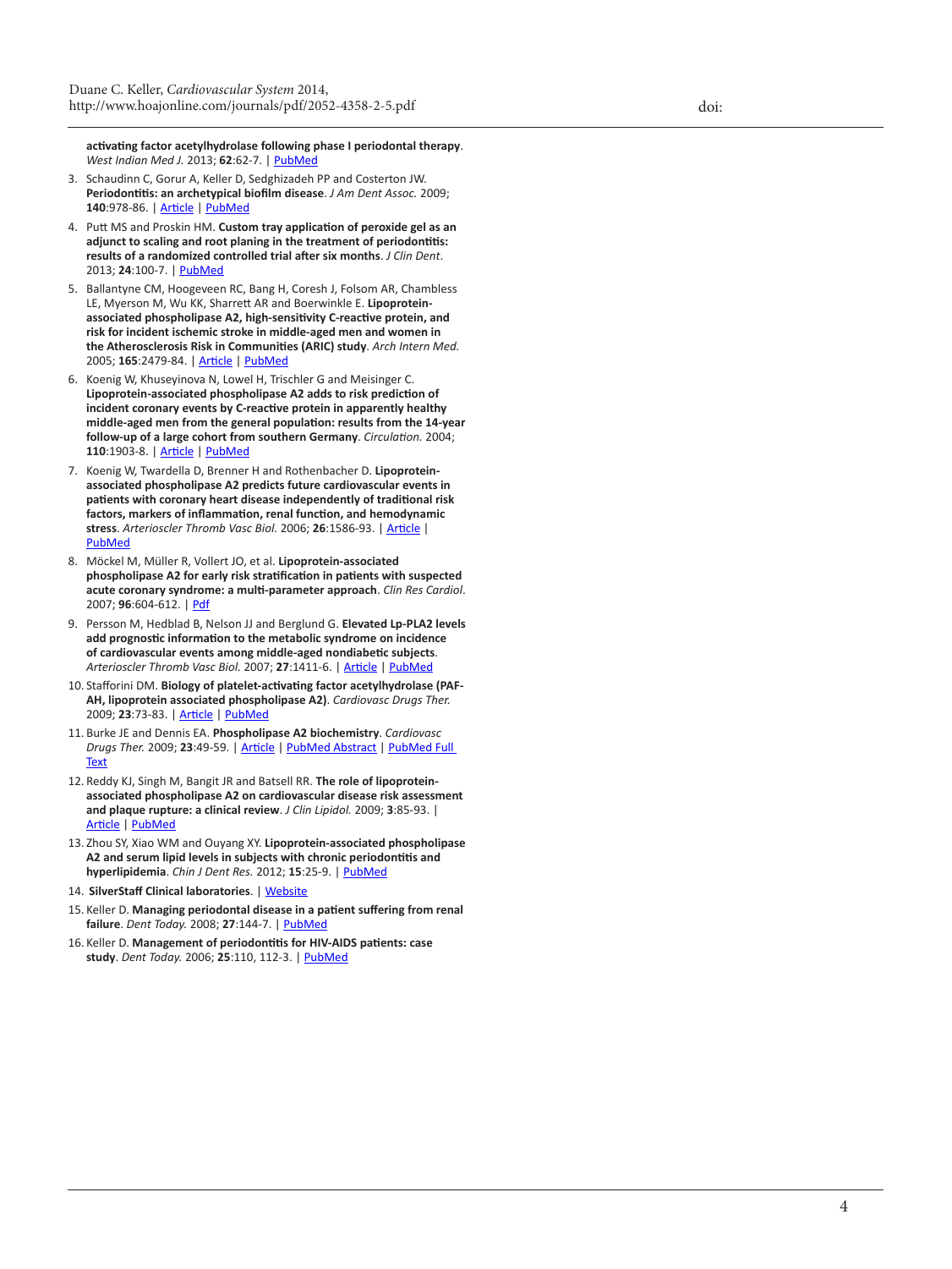**activating factor acetylhydrolase following phase I periodontal therapy**. *West Indian Med J.* 2013; **62**:62-7. | PubMed

3. Schaudinn C, Gorur A, Keller D, Sedghizadeh PP and Costerton JW. **Periodontitis: an archetypical biofilm disease**. *J Am Dent Assoc.* 2009; **140**:978-86. | Article | PubMed
4. Putt MS and Proskin HM. **Custom tray application of peroxide gel as an adjunct to scaling and root planing in the treatment of periodontitis: results of a randomized controlled trial after six months**. *J Clin Dent.* 2013; **24**:100-7. | PubMed
5. Ballantyne CM, Hoogeveen RC, Bang H, Coresh J, Folsom AR, Chambless LE, Myerson M, Wu KK, Sharrett AR and Boerwinkle E. **Lipoprotein-associated phospholipase A2, high-sensitivity C-reactive protein, and risk for incident ischemic stroke in middle-aged men and women in the Atherosclerosis Risk in Communities (ARIC) study**. *Arch Intern Med.* 2005; **165**:2479-84. | Article | PubMed
6. Koenig W, Khuseyinova N, Lowel H, Trischler G and Meisinger C. **Lipoprotein-associated phospholipase A2 adds to risk prediction of incident coronary events by C-reactive protein in apparently healthy middle-aged men from the general population: results from the 14-year follow-up of a large cohort from southern Germany**. *Circulation.* 2004; **110**:1903-8. | Article | PubMed
7. Koenig W, Twardella D, Brenner H and Rothenbacher D. **Lipoprotein-associated phospholipase A2 predicts future cardiovascular events in patients with coronary heart disease independently of traditional risk factors, markers of inflammation, renal function, and hemodynamic stress**. *Arterioscler Thromb Vasc Biol.* 2006; **26**:1586-93. | Article | PubMed
8. Möckel M, Müller R, Vollert JO, et al. **Lipoprotein-associated phospholipase A2 for early risk stratification in patients with suspected acute coronary syndrome: a multi-parameter approach**. *Clin Res Cardiol*. 2007; **96**:604-612. | Pdf
9. Persson M, Hedblad B, Nelson JJ and Berglund G. **Elevated Lp-PLA2 levels add prognostic information to the metabolic syndrome on incidence of cardiovascular events among middle-aged nondiabetic subjects**. *Arterioscler Thromb Vasc Biol.* 2007; **27**:1411-6. | Article | PubMed
10. Stafforini DM. **Biology of platelet-activating factor acetylhydrolase (PAF-AH, lipoprotein associated phospholipase A2)**. *Cardiovasc Drugs Ther.* 2009; **23**:73-83. | Article | PubMed
11. Burke JE and Dennis EA. **Phospholipase A2 biochemistry**. *Cardiovasc Drugs Ther.* 2009; **23**:49-59. | Article | PubMed Abstract | PubMed Full Text
12. Reddy KJ, Singh M, Bangit JR and Batsell RR. **The role of lipoprotein-associated phospholipase A2 on cardiovascular disease risk assessment and plaque rupture: a clinical review**. *J Clin Lipidol.* 2009; **3**:85-93. | Article | PubMed
13. Zhou SY, Xiao WM and Ouyang XY. **Lipoprotein-associated phospholipase A2 and serum lipid levels in subjects with chronic periodontitis and hyperlipidemia**. *Chin J Dent Res.* 2012; **15**:25-9. | PubMed
14. **SilverStaff Clinical laboratories**. | Website
15. Keller D. **Managing periodontal disease in a patient suffering from renal failure**. *Dent Today.* 2008; **27**:144-7. | PubMed
16. Keller D. **Management of periodontitis for HIV-AIDS patients: case study**. *Dent Today.* 2006; **25**:110, 112-3. | PubMed